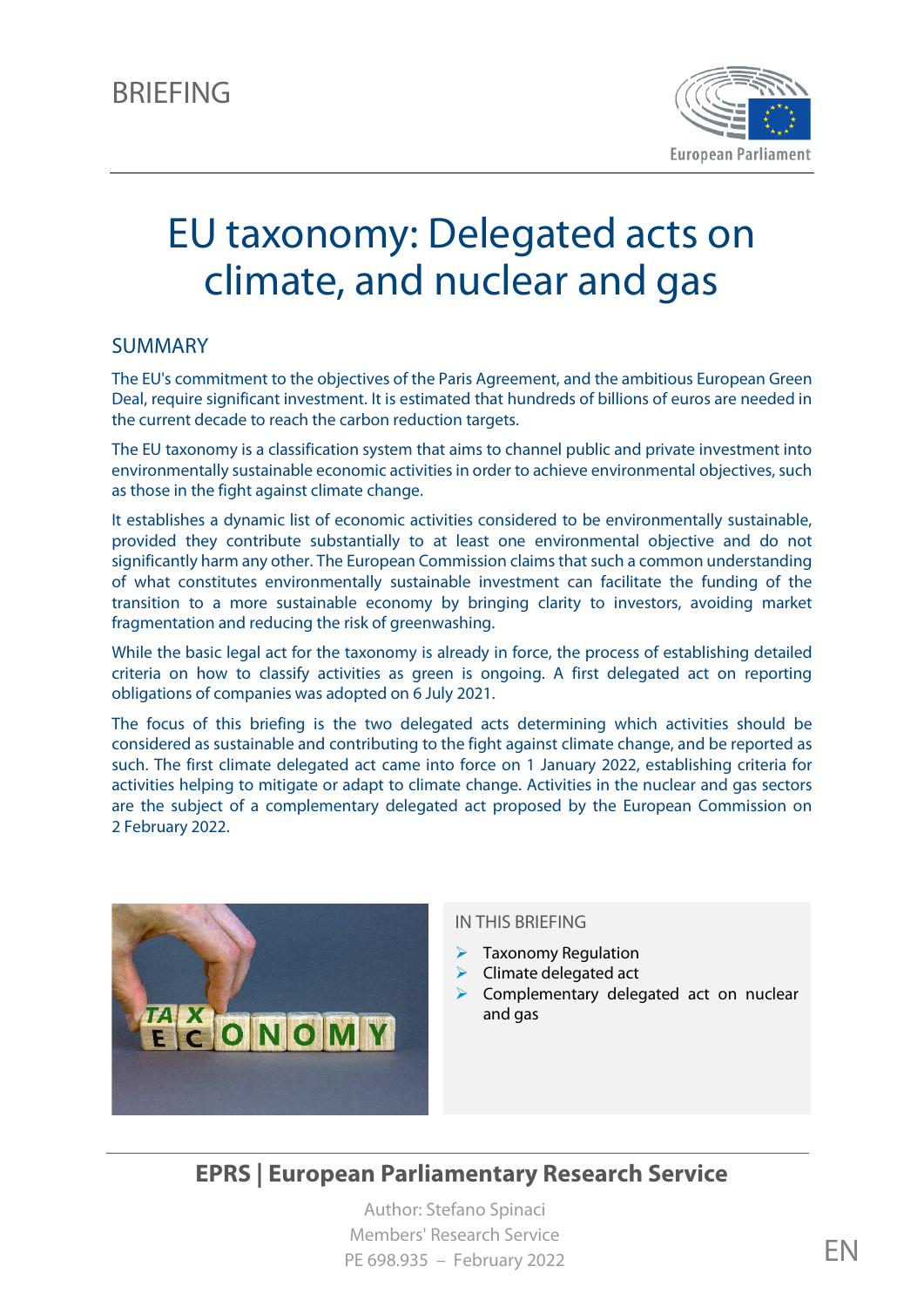BRIEFING

# EU taxonomy: Delegated acts on climate, and nuclear and gas

## SUMMARY

The EU's commitment to the objectives of the Paris Agreement, and the ambitious European Green Deal, require significant investment. It is estimated that hundreds of billions of euros are needed in the current decade to reach the carbon reduction targets.

The EU taxonomy is a classification system that aims to channel public and private investment into environmentally sustainable economic activities in order to achieve environmental objectives, such as those in the fight against climate change.

It establishes a dynamic list of economic activities considered to be environmentally sustainable, provided they contribute substantially to at least one environmental objective and do not significantly harm any other. The European Commission claims that such a common understanding of what constitutes environmentally sustainable investment can facilitate the funding of the transition to a more sustainable economy by bringing clarity to investors, avoiding market fragmentation and reducing the risk of greenwashing.

While the basic legal act for the taxonomy is already in force, the process of establishing detailed criteria on how to classify activities as green is ongoing. A first delegated act on reporting obligations of companies was adopted on 6 July 2021.

The focus of this briefing is the two delegated acts determining which activities should be considered as sustainable and contributing to the fight against climate change, and be reported as such. The first climate delegated act came into force on 1 January 2022, establishing criteria for activities helping to mitigate or adapt to climate change. Activities in the nuclear and gas sectors are the subject of a complementary delegated act proposed by the European Commission on 2 February 2022.

IN THIS BRIEFING

- Taxonomy Regulation
- Climate delegated act
- Complementary delegated act on nuclear and gas

**EPRS | European Parliamentary Research Service**

Author: Stefano Spinaci
Members' Research Service
PE 698.935 – February 2022

EN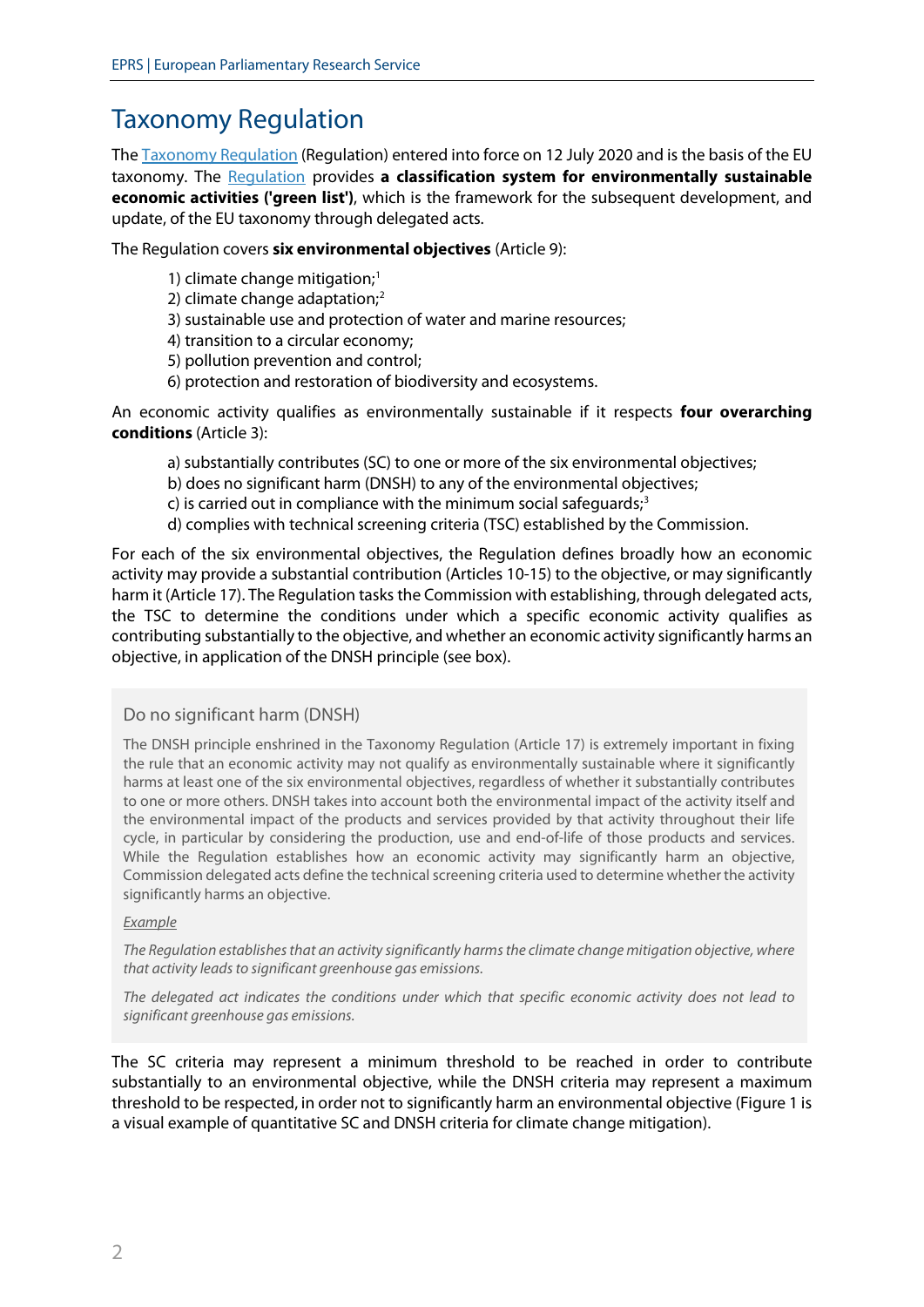## Taxonomy Regulation

The Taxonomy Regulation (Regulation) entered into force on 12 July 2020 and is the basis of the EU taxonomy. The Regulation provides **a classification system for environmentally sustainable economic activities ('green list')**, which is the framework for the subsequent development, and update, of the EU taxonomy through delegated acts.

The Regulation covers **six environmental objectives** (Article 9):

1) climate change mitigation;[1]
2) climate change adaptation;[2]
3) sustainable use and protection of water and marine resources;
4) transition to a circular economy;
5) pollution prevention and control;
6) protection and restoration of biodiversity and ecosystems.

An economic activity qualifies as environmentally sustainable if it respects **four overarching conditions** (Article 3):

a) substantially contributes (SC) to one or more of the six environmental objectives;
b) does no significant harm (DNSH) to any of the environmental objectives;
c) is carried out in compliance with the minimum social safeguards;[3]
d) complies with technical screening criteria (TSC) established by the Commission.

For each of the six environmental objectives, the Regulation defines broadly how an economic activity may provide a substantial contribution (Articles 10-15) to the objective, or may significantly harm it (Article 17). The Regulation tasks the Commission with establishing, through delegated acts, the TSC to determine the conditions under which a specific economic activity qualifies as contributing substantially to the objective, and whether an economic activity significantly harms an objective, in application of the DNSH principle (see box).

### Do no significant harm (DNSH)

The DNSH principle enshrined in the Taxonomy Regulation (Article 17) is extremely important in fixing the rule that an economic activity may not qualify as environmentally sustainable where it significantly harms at least one of the six environmental objectives, regardless of whether it substantially contributes to one or more others. DNSH takes into account both the environmental impact of the activity itself and the environmental impact of the products and services provided by that activity throughout their life cycle, in particular by considering the production, use and end-of-life of those products and services. While the Regulation establishes how an economic activity may significantly harm an objective, Commission delegated acts define the technical screening criteria used to determine whether the activity significantly harms an objective.

*Example*

*The Regulation establishes that an activity significantly harms the climate change mitigation objective, where that activity leads to significant greenhouse gas emissions.*

*The delegated act indicates the conditions under which that specific economic activity does not lead to significant greenhouse gas emissions.*

The SC criteria may represent a minimum threshold to be reached in order to contribute substantially to an environmental objective, while the DNSH criteria may represent a maximum threshold to be respected, in order not to significantly harm an environmental objective (Figure 1 is a visual example of quantitative SC and DNSH criteria for climate change mitigation).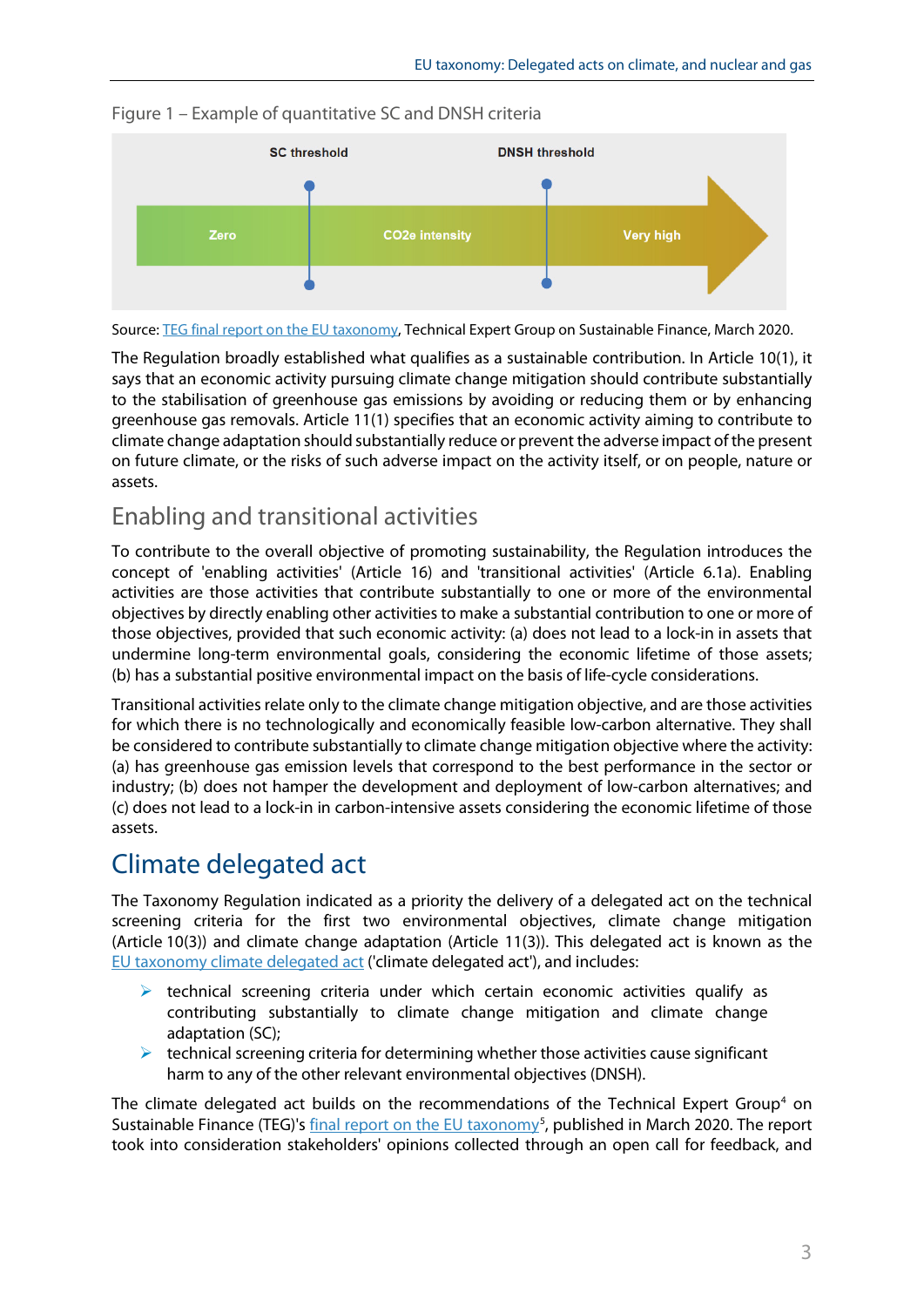Figure 1 – Example of quantitative SC and DNSH criteria

Source: TEG final report on the EU taxonomy, Technical Expert Group on Sustainable Finance, March 2020.

The Regulation broadly established what qualifies as a sustainable contribution. In Article 10(1), it says that an economic activity pursuing climate change mitigation should contribute substantially to the stabilisation of greenhouse gas emissions by avoiding or reducing them or by enhancing greenhouse gas removals. Article 11(1) specifies that an economic activity aiming to contribute to climate change adaptation should substantially reduce or prevent the adverse impact of the present on future climate, or the risks of such adverse impact on the activity itself, or on people, nature or assets.

## Enabling and transitional activities

To contribute to the overall objective of promoting sustainability, the Regulation introduces the concept of 'enabling activities' (Article 16) and 'transitional activities' (Article 6.1a). Enabling activities are those activities that contribute substantially to one or more of the environmental objectives by directly enabling other activities to make a substantial contribution to one or more of those objectives, provided that such economic activity: (a) does not lead to a lock-in in assets that undermine long-term environmental goals, considering the economic lifetime of those assets; (b) has a substantial positive environmental impact on the basis of life-cycle considerations.

Transitional activities relate only to the climate change mitigation objective, and are those activities for which there is no technologically and economically feasible low-carbon alternative. They shall be considered to contribute substantially to climate change mitigation objective where the activity: (a) has greenhouse gas emission levels that correspond to the best performance in the sector or industry; (b) does not hamper the development and deployment of low-carbon alternatives; and (c) does not lead to a lock-in in carbon-intensive assets considering the economic lifetime of those assets.

# Climate delegated act

The Taxonomy Regulation indicated as a priority the delivery of a delegated act on the technical screening criteria for the first two environmental objectives, climate change mitigation (Article 10(3)) and climate change adaptation (Article 11(3)). This delegated act is known as the EU taxonomy climate delegated act ('climate delegated act'), and includes:

- technical screening criteria under which certain economic activities qualify as contributing substantially to climate change mitigation and climate change adaptation (SC);
- technical screening criteria for determining whether those activities cause significant harm to any of the other relevant environmental objectives (DNSH).

The climate delegated act builds on the recommendations of the Technical Expert Group[4] on Sustainable Finance (TEG)'s final report on the EU taxonomy[5], published in March 2020. The report took into consideration stakeholders' opinions collected through an open call for feedback, and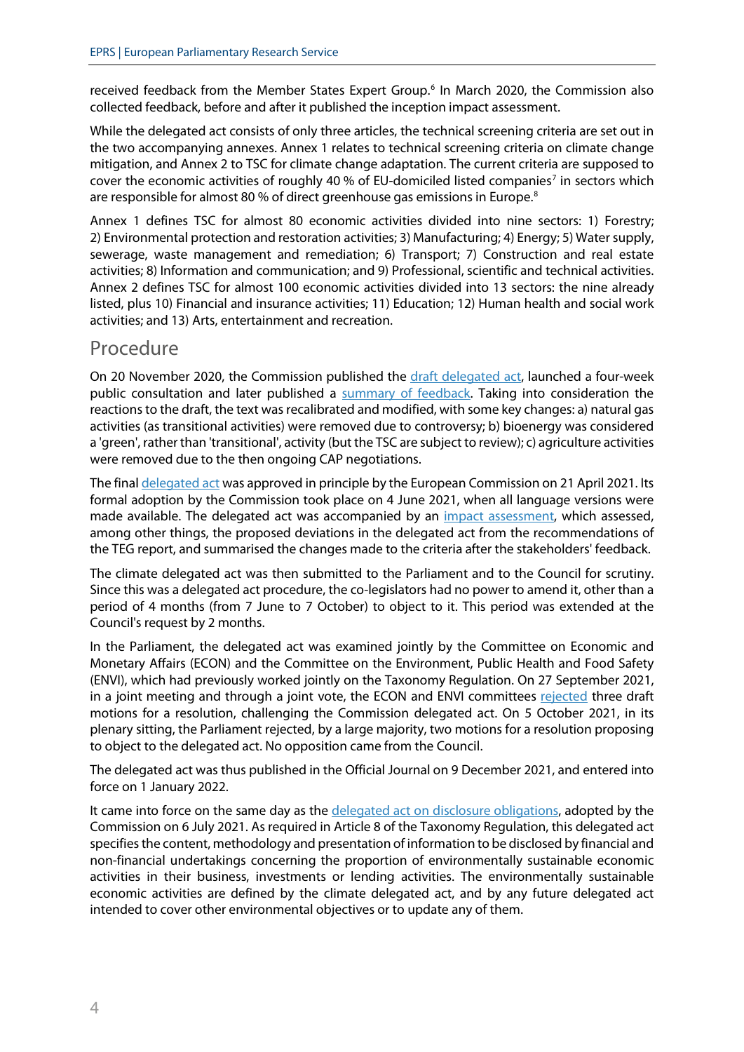received feedback from the Member States Expert Group.[6] In March 2020, the Commission also collected feedback, before and after it published the inception impact assessment.

While the delegated act consists of only three articles, the technical screening criteria are set out in the two accompanying annexes. Annex 1 relates to technical screening criteria on climate change mitigation, and Annex 2 to TSC for climate change adaptation. The current criteria are supposed to cover the economic activities of roughly 40 % of EU-domiciled listed companies[7] in sectors which are responsible for almost 80 % of direct greenhouse gas emissions in Europe.[8]

Annex 1 defines TSC for almost 80 economic activities divided into nine sectors: 1) Forestry; 2) Environmental protection and restoration activities; 3) Manufacturing; 4) Energy; 5) Water supply, sewerage, waste management and remediation; 6) Transport; 7) Construction and real estate activities; 8) Information and communication; and 9) Professional, scientific and technical activities. Annex 2 defines TSC for almost 100 economic activities divided into 13 sectors: the nine already listed, plus 10) Financial and insurance activities; 11) Education; 12) Human health and social work activities; and 13) Arts, entertainment and recreation.

## Procedure

On 20 November 2020, the Commission published the draft delegated act, launched a four-week public consultation and later published a summary of feedback. Taking into consideration the reactions to the draft, the text was recalibrated and modified, with some key changes: a) natural gas activities (as transitional activities) were removed due to controversy; b) bioenergy was considered a 'green', rather than 'transitional', activity (but the TSC are subject to review); c) agriculture activities were removed due to the then ongoing CAP negotiations.

The final delegated act was approved in principle by the European Commission on 21 April 2021. Its formal adoption by the Commission took place on 4 June 2021, when all language versions were made available. The delegated act was accompanied by an impact assessment, which assessed, among other things, the proposed deviations in the delegated act from the recommendations of the TEG report, and summarised the changes made to the criteria after the stakeholders' feedback.

The climate delegated act was then submitted to the Parliament and to the Council for scrutiny. Since this was a delegated act procedure, the co-legislators had no power to amend it, other than a period of 4 months (from 7 June to 7 October) to object to it. This period was extended at the Council's request by 2 months.

In the Parliament, the delegated act was examined jointly by the Committee on Economic and Monetary Affairs (ECON) and the Committee on the Environment, Public Health and Food Safety (ENVI), which had previously worked jointly on the Taxonomy Regulation. On 27 September 2021, in a joint meeting and through a joint vote, the ECON and ENVI committees rejected three draft motions for a resolution, challenging the Commission delegated act. On 5 October 2021, in its plenary sitting, the Parliament rejected, by a large majority, two motions for a resolution proposing to object to the delegated act. No opposition came from the Council.

The delegated act was thus published in the Official Journal on 9 December 2021, and entered into force on 1 January 2022.

It came into force on the same day as the delegated act on disclosure obligations, adopted by the Commission on 6 July 2021. As required in Article 8 of the Taxonomy Regulation, this delegated act specifies the content, methodology and presentation of information to be disclosed by financial and non-financial undertakings concerning the proportion of environmentally sustainable economic activities in their business, investments or lending activities. The environmentally sustainable economic activities are defined by the climate delegated act, and by any future delegated act intended to cover other environmental objectives or to update any of them.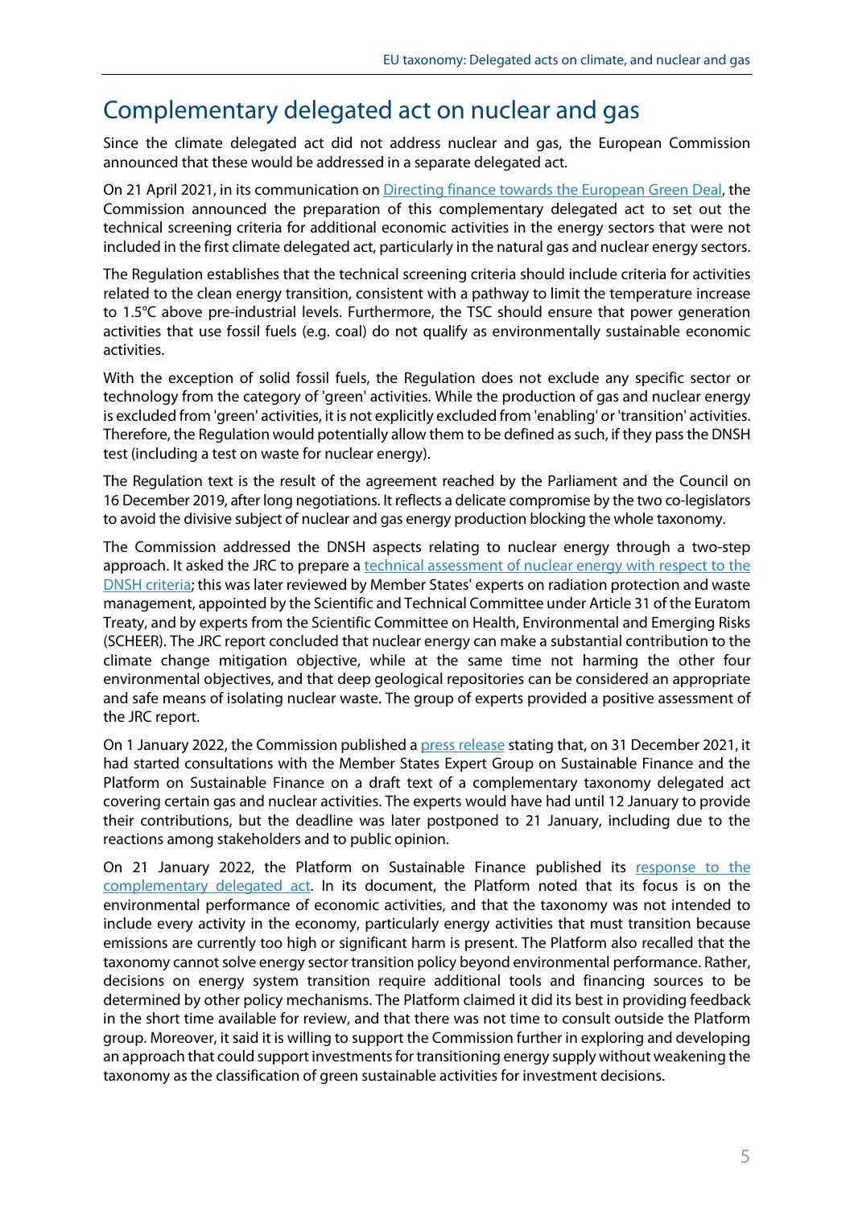## Complementary delegated act on nuclear and gas

Since the climate delegated act did not address nuclear and gas, the European Commission announced that these would be addressed in a separate delegated act.

On 21 April 2021, in its communication on [Directing finance towards the European Green Deal](), the Commission announced the preparation of this complementary delegated act to set out the technical screening criteria for additional economic activities in the energy sectors that were not included in the first climate delegated act, particularly in the natural gas and nuclear energy sectors.

The Regulation establishes that the technical screening criteria should include criteria for activities related to the clean energy transition, consistent with a pathway to limit the temperature increase to 1.5°C above pre-industrial levels. Furthermore, the TSC should ensure that power generation activities that use fossil fuels (e.g. coal) do not qualify as environmentally sustainable economic activities.

With the exception of solid fossil fuels, the Regulation does not exclude any specific sector or technology from the category of 'green' activities. While the production of gas and nuclear energy is excluded from 'green' activities, it is not explicitly excluded from 'enabling' or 'transition' activities. Therefore, the Regulation would potentially allow them to be defined as such, if they pass the DNSH test (including a test on waste for nuclear energy).

The Regulation text is the result of the agreement reached by the Parliament and the Council on 16 December 2019, after long negotiations. It reflects a delicate compromise by the two co-legislators to avoid the divisive subject of nuclear and gas energy production blocking the whole taxonomy.

The Commission addressed the DNSH aspects relating to nuclear energy through a two-step approach. It asked the JRC to prepare a [technical assessment of nuclear energy with respect to the DNSH criteria](); this was later reviewed by Member States' experts on radiation protection and waste management, appointed by the Scientific and Technical Committee under Article 31 of the Euratom Treaty, and by experts from the Scientific Committee on Health, Environmental and Emerging Risks (SCHEER). The JRC report concluded that nuclear energy can make a substantial contribution to the climate change mitigation objective, while at the same time not harming the other four environmental objectives, and that deep geological repositories can be considered an appropriate and safe means of isolating nuclear waste. The group of experts provided a positive assessment of the JRC report.

On 1 January 2022, the Commission published a [press release]() stating that, on 31 December 2021, it had started consultations with the Member States Expert Group on Sustainable Finance and the Platform on Sustainable Finance on a draft text of a complementary taxonomy delegated act covering certain gas and nuclear activities. The experts would have had until 12 January to provide their contributions, but the deadline was later postponed to 21 January, including due to the reactions among stakeholders and to public opinion.

On 21 January 2022, the Platform on Sustainable Finance published its [response to the complementary delegated act](). In its document, the Platform noted that its focus is on the environmental performance of economic activities, and that the taxonomy was not intended to include every activity in the economy, particularly energy activities that must transition because emissions are currently too high or significant harm is present. The Platform also recalled that the taxonomy cannot solve energy sector transition policy beyond environmental performance. Rather, decisions on energy system transition require additional tools and financing sources to be determined by other policy mechanisms. The Platform claimed it did its best in providing feedback in the short time available for review, and that there was not time to consult outside the Platform group. Moreover, it said it is willing to support the Commission further in exploring and developing an approach that could support investments for transitioning energy supply without weakening the taxonomy as the classification of green sustainable activities for investment decisions.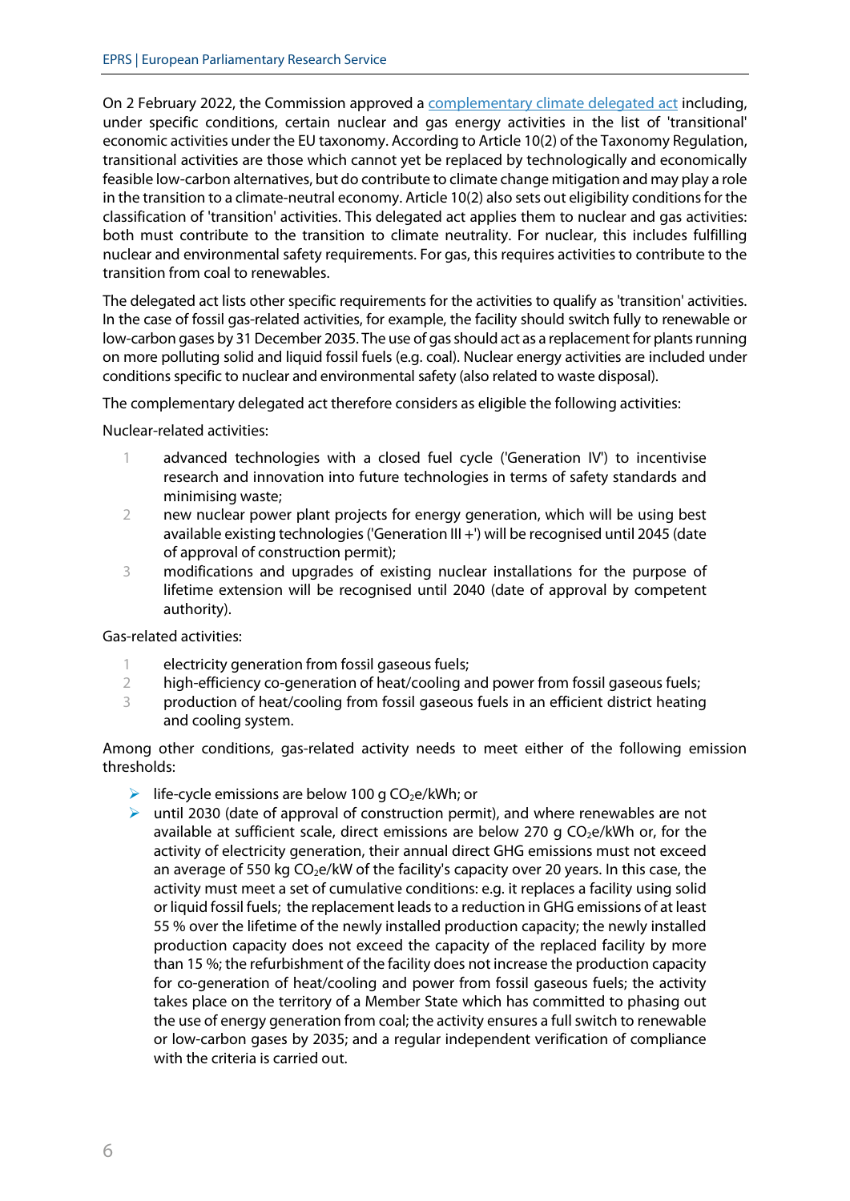On 2 February 2022, the Commission approved a complementary climate delegated act including, under specific conditions, certain nuclear and gas energy activities in the list of 'transitional' economic activities under the EU taxonomy. According to Article 10(2) of the Taxonomy Regulation, transitional activities are those which cannot yet be replaced by technologically and economically feasible low-carbon alternatives, but do contribute to climate change mitigation and may play a role in the transition to a climate-neutral economy. Article 10(2) also sets out eligibility conditions for the classification of 'transition' activities. This delegated act applies them to nuclear and gas activities: both must contribute to the transition to climate neutrality. For nuclear, this includes fulfilling nuclear and environmental safety requirements. For gas, this requires activities to contribute to the transition from coal to renewables.

The delegated act lists other specific requirements for the activities to qualify as 'transition' activities. In the case of fossil gas-related activities, for example, the facility should switch fully to renewable or low-carbon gases by 31 December 2035. The use of gas should act as a replacement for plants running on more polluting solid and liquid fossil fuels (e.g. coal). Nuclear energy activities are included under conditions specific to nuclear and environmental safety (also related to waste disposal).

The complementary delegated act therefore considers as eligible the following activities:

Nuclear-related activities:

1. advanced technologies with a closed fuel cycle ('Generation IV') to incentivise research and innovation into future technologies in terms of safety standards and minimising waste;
2. new nuclear power plant projects for energy generation, which will be using best available existing technologies ('Generation III +') will be recognised until 2045 (date of approval of construction permit);
3. modifications and upgrades of existing nuclear installations for the purpose of lifetime extension will be recognised until 2040 (date of approval by competent authority).

Gas-related activities:

1. electricity generation from fossil gaseous fuels;
2. high-efficiency co-generation of heat/cooling and power from fossil gaseous fuels;
3. production of heat/cooling from fossil gaseous fuels in an efficient district heating and cooling system.

Among other conditions, gas-related activity needs to meet either of the following emission thresholds:

- life-cycle emissions are below 100 g $CO_2$e/kWh; or
- until 2030 (date of approval of construction permit), and where renewables are not available at sufficient scale, direct emissions are below 270 g $CO_2$e/kWh or, for the activity of electricity generation, their annual direct GHG emissions must not exceed an average of 550 kg $CO_2$e/kW of the facility's capacity over 20 years. In this case, the activity must meet a set of cumulative conditions: e.g. it replaces a facility using solid or liquid fossil fuels; the replacement leads to a reduction in GHG emissions of at least 55 % over the lifetime of the newly installed production capacity; the newly installed production capacity does not exceed the capacity of the replaced facility by more than 15 %; the refurbishment of the facility does not increase the production capacity for co-generation of heat/cooling and power from fossil gaseous fuels; the activity takes place on the territory of a Member State which has committed to phasing out the use of energy generation from coal; the activity ensures a full switch to renewable or low-carbon gases by 2035; and a regular independent verification of compliance with the criteria is carried out.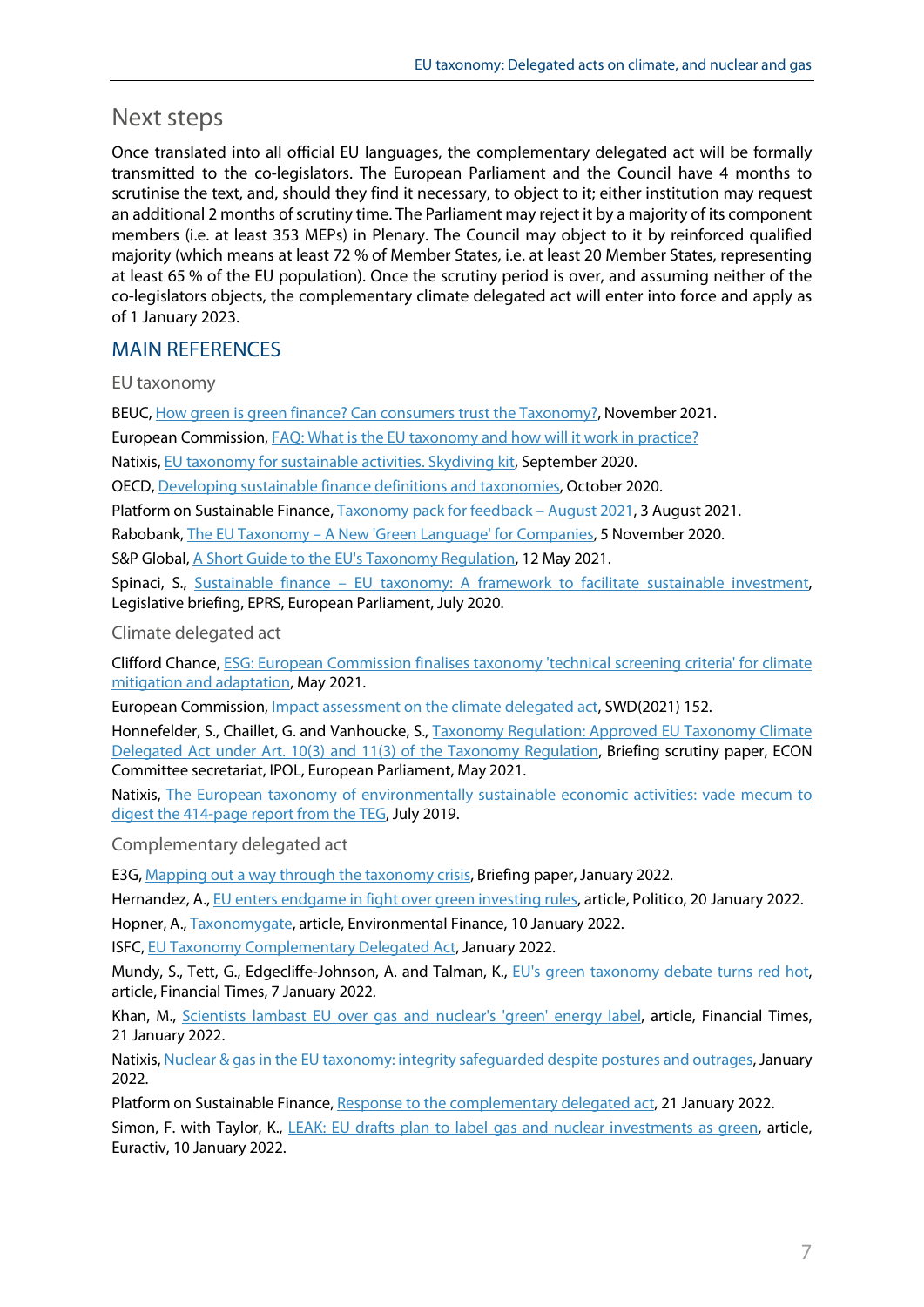## Next steps

Once translated into all official EU languages, the complementary delegated act will be formally transmitted to the co-legislators. The European Parliament and the Council have 4 months to scrutinise the text, and, should they find it necessary, to object to it; either institution may request an additional 2 months of scrutiny time. The Parliament may reject it by a majority of its component members (i.e. at least 353 MEPs) in Plenary. The Council may object to it by reinforced qualified majority (which means at least 72 % of Member States, i.e. at least 20 Member States, representing at least 65 % of the EU population). Once the scrutiny period is over, and assuming neither of the co-legislators objects, the complementary climate delegated act will enter into force and apply as of 1 January 2023.

## MAIN REFERENCES

### EU taxonomy

BEUC, How green is green finance? Can consumers trust the Taxonomy?, November 2021.

European Commission, FAQ: What is the EU taxonomy and how will it work in practice?

Natixis, EU taxonomy for sustainable activities. Skydiving kit, September 2020.

OECD, Developing sustainable finance definitions and taxonomies, October 2020.

Platform on Sustainable Finance, Taxonomy pack for feedback – August 2021, 3 August 2021.

Rabobank, The EU Taxonomy – A New 'Green Language' for Companies, 5 November 2020.

S&P Global, A Short Guide to the EU's Taxonomy Regulation, 12 May 2021.

Spinaci, S., Sustainable finance – EU taxonomy: A framework to facilitate sustainable investment, Legislative briefing, EPRS, European Parliament, July 2020.

### Climate delegated act

Clifford Chance, ESG: European Commission finalises taxonomy 'technical screening criteria' for climate mitigation and adaptation, May 2021.

European Commission, Impact assessment on the climate delegated act, SWD(2021) 152.

Honnefelder, S., Chaillet, G. and Vanhoucke, S., Taxonomy Regulation: Approved EU Taxonomy Climate Delegated Act under Art. 10(3) and 11(3) of the Taxonomy Regulation, Briefing scrutiny paper, ECON Committee secretariat, IPOL, European Parliament, May 2021.

Natixis, The European taxonomy of environmentally sustainable economic activities: vade mecum to digest the 414-page report from the TEG, July 2019.

### Complementary delegated act

E3G, Mapping out a way through the taxonomy crisis, Briefing paper, January 2022.

Hernandez, A., EU enters endgame in fight over green investing rules, article, Politico, 20 January 2022.

Hopner, A., Taxonomygate, article, Environmental Finance, 10 January 2022.

ISFC, EU Taxonomy Complementary Delegated Act, January 2022.

Mundy, S., Tett, G., Edgecliffe-Johnson, A. and Talman, K., EU's green taxonomy debate turns red hot, article, Financial Times, 7 January 2022.

Khan, M., Scientists lambast EU over gas and nuclear's 'green' energy label, article, Financial Times, 21 January 2022.

Natixis, Nuclear & gas in the EU taxonomy: integrity safeguarded despite postures and outrages, January 2022.

Platform on Sustainable Finance, Response to the complementary delegated act, 21 January 2022.

Simon, F. with Taylor, K., LEAK: EU drafts plan to label gas and nuclear investments as green, article, Euractiv, 10 January 2022.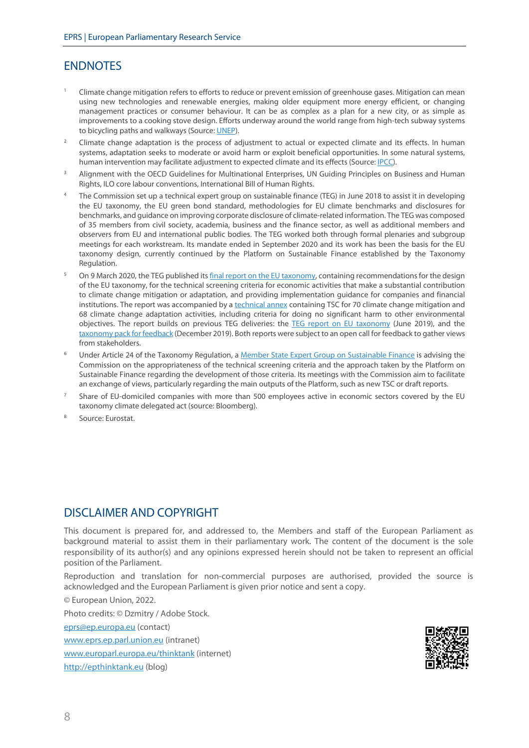## ENDNOTES

1. Climate change mitigation refers to efforts to reduce or prevent emission of greenhouse gases. Mitigation can mean using new technologies and renewable energies, making older equipment more energy efficient, or changing management practices or consumer behaviour. It can be as complex as a plan for a new city, or as simple as improvements to a cooking stove design. Efforts underway around the world range from high-tech subway systems to bicycling paths and walkways (Source: UNEP).

2. Climate change adaptation is the process of adjustment to actual or expected climate and its effects. In human systems, adaptation seeks to moderate or avoid harm or exploit beneficial opportunities. In some natural systems, human intervention may facilitate adjustment to expected climate and its effects (Source: IPCC).

3. Alignment with the OECD Guidelines for Multinational Enterprises, UN Guiding Principles on Business and Human Rights, ILO core labour conventions, International Bill of Human Rights.

4. The Commission set up a technical expert group on sustainable finance (TEG) in June 2018 to assist it in developing the EU taxonomy, the EU green bond standard, methodologies for EU climate benchmarks and disclosures for benchmarks, and guidance on improving corporate disclosure of climate-related information. The TEG was composed of 35 members from civil society, academia, business and the finance sector, as well as additional members and observers from EU and international public bodies. The TEG worked both through formal plenaries and subgroup meetings for each workstream. Its mandate ended in September 2020 and its work has been the basis for the EU taxonomy design, currently continued by the Platform on Sustainable Finance established by the Taxonomy Regulation.

5. On 9 March 2020, the TEG published its final report on the EU taxonomy, containing recommendations for the design of the EU taxonomy, for the technical screening criteria for economic activities that make a substantial contribution to climate change mitigation or adaptation, and providing implementation guidance for companies and financial institutions. The report was accompanied by a technical annex containing TSC for 70 climate change mitigation and 68 climate change adaptation activities, including criteria for doing no significant harm to other environmental objectives. The report builds on previous TEG deliveries: the TEG report on EU taxonomy (June 2019), and the taxonomy pack for feedback (December 2019). Both reports were subject to an open call for feedback to gather views from stakeholders.

6. Under Article 24 of the Taxonomy Regulation, a Member State Expert Group on Sustainable Finance is advising the Commission on the appropriateness of the technical screening criteria and the approach taken by the Platform on Sustainable Finance regarding the development of those criteria. Its meetings with the Commission aim to facilitate an exchange of views, particularly regarding the main outputs of the Platform, such as new TSC or draft reports.

7. Share of EU-domiciled companies with more than 500 employees active in economic sectors covered by the EU taxonomy climate delegated act (source: Bloomberg).

8. Source: Eurostat.

## DISCLAIMER AND COPYRIGHT

This document is prepared for, and addressed to, the Members and staff of the European Parliament as background material to assist them in their parliamentary work. The content of the document is the sole responsibility of its author(s) and any opinions expressed herein should not be taken to represent an official position of the Parliament.

Reproduction and translation for non-commercial purposes are authorised, provided the source is acknowledged and the European Parliament is given prior notice and sent a copy.

© European Union, 2022.

Photo credits: © Dzmitry / Adobe Stock.

eprs@ep.europa.eu (contact)

www.eprs.ep.parl.union.eu (intranet)

www.europarl.europa.eu/thinktank (internet)

http://epthinktank.eu (blog)